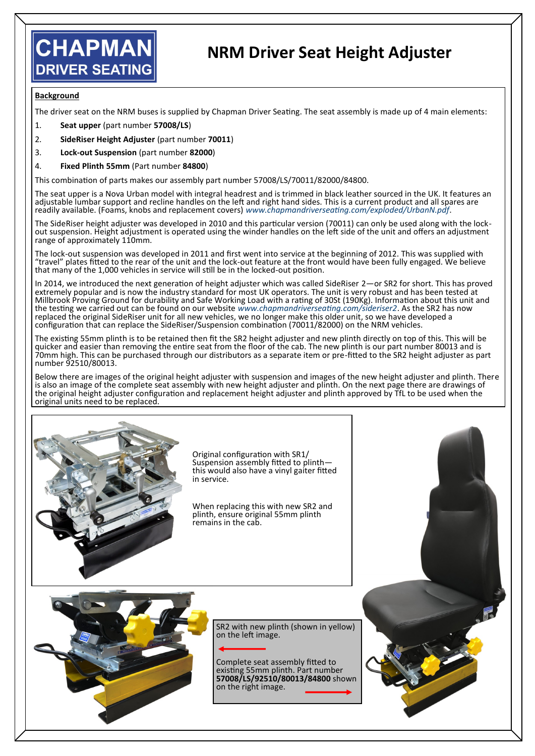CHAPMAN
DRIVER SEATING

# NRM Driver Seat Height Adjuster

**Background**

The driver seat on the NRM buses is supplied by Chapman Driver Seating. The seat assembly is made up of 4 main elements:

1. **Seat upper** (part number **57008/LS**)
2. **SideRiser Height Adjuster** (part number **70011**)
3. **Lock-out Suspension** (part number **82000**)
4. **Fixed Plinth 55mm** (Part number **84800**)

This combination of parts makes our assembly part number 57008/LS/70011/82000/84800.

The seat upper is a Nova Urban model with integral headrest and is trimmed in black leather sourced in the UK. It features an adjustable lumbar support and recline handles on the left and right hand sides. This is a current product and all spares are readily available. (Foams, knobs and replacement covers) *www.chapmandriverseating.com/exploded/UrbanN.pdf*.

The SideRiser height adjuster was developed in 2010 and this particular version (70011) can only be used along with the lock-out suspension. Height adjustment is operated using the winder handles on the left side of the unit and offers an adjustment range of approximately 110mm.

The lock-out suspension was developed in 2011 and first went into service at the beginning of 2012. This was supplied with "travel" plates fitted to the rear of the unit and the lock-out feature at the front would have been fully engaged. We believe that many of the 1,000 vehicles in service will still be in the locked-out position.

In 2014, we introduced the next generation of height adjuster which was called SideRiser 2—or SR2 for short. This has proved extremely popular and is now the industry standard for most UK operators. The unit is very robust and has been tested at Millbrook Proving Ground for durability and Safe Working Load with a rating of 30St (190Kg). Information about this unit and the testing we carried out can be found on our website *www.chapmandriverseating.com/sideriser2*. As the SR2 has now replaced the original SideRiser unit for all new vehicles, we no longer make this older unit, so we have developed a configuration that can replace the SideRiser/Suspension combination (70011/82000) on the NRM vehicles.

The existing 55mm plinth is to be retained then fit the SR2 height adjuster and new plinth directly on top of this. This will be quicker and easier than removing the entire seat from the floor of the cab. The new plinth is our part number 80013 and is 70mm high. This can be purchased through our distributors as a separate item or pre-fitted to the SR2 height adjuster as part number 92510/80013.

Below there are images of the original height adjuster with suspension and images of the new height adjuster and plinth. There is also an image of the complete seat assembly with new height adjuster and plinth. On the next page there are drawings of the original height adjuster configuration and replacement height adjuster and plinth approved by TfL to be used when the original units need to be replaced.

Original configuration with SR1/Suspension assembly fitted to plinth—this would also have a vinyl gaiter fitted in service.

When replacing this with new SR2 and plinth, ensure original 55mm plinth remains in the cab.

SR2 with new plinth (shown in yellow) on the left image.

Complete seat assembly fitted to existing 55mm plinth. Part number **57008/LS/92510/80013/84800** shown on the right image.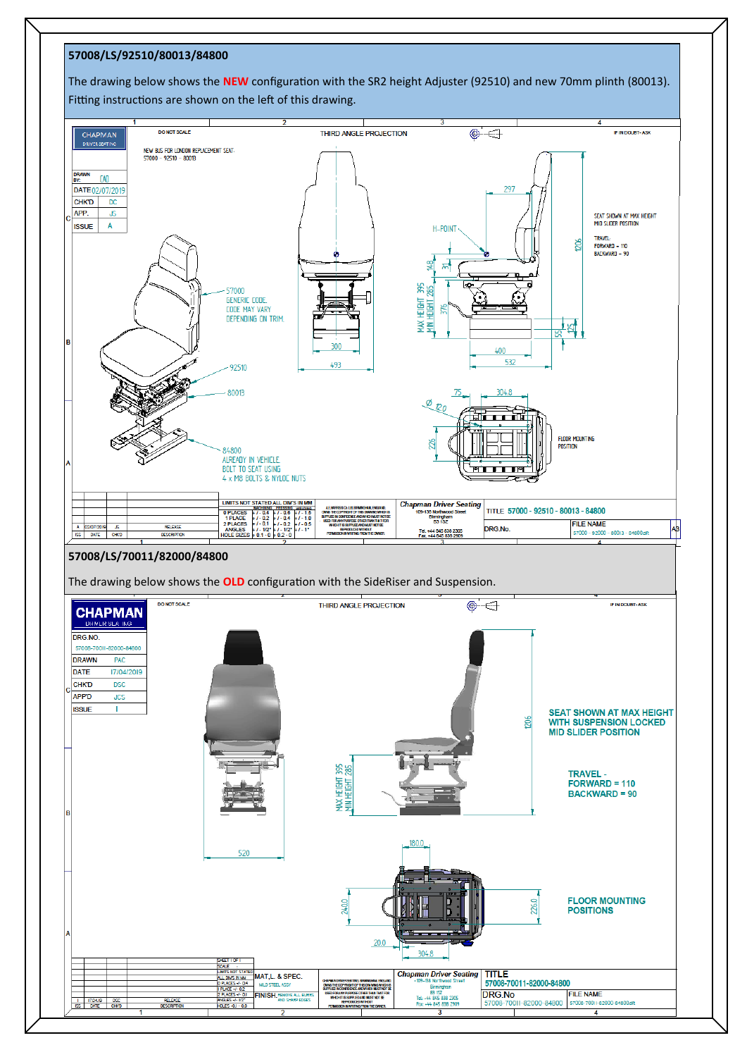## 57008/LS/92510/80013/84800

The drawing below shows the **NEW** configuration with the SR2 height Adjuster (92510) and new 70mm plinth (80013). Fitting instructions are shown on the left of this drawing.

CHAPMAN DRIVER SEATING

DO NOT SCALE

THIRD ANGLE PROJECTION

IF IN DOUBT- ASK

NEW BUS FOR LONDON REPLACEMENT SEAT:
57000 - 92510 - 80013

| | |
|---|---|
| DRAWN BY: | CAD |
| DATE | 02/07/2019 |
| CHK'D | DC |
| APP. | JS |
| ISSUE | A |

57000
GENERIC CODE.
CODE MAY VARY
DEPENDING ON TRIM.

92510

80013

84800
ALREADY IN VEHICLE.
BOLT TO SEAT USING
4 x M8 BOLTS & NYLOC NUTS

300

493

H-POINT

297

148

31

285

376

MAX HEIGHT 395
MIN HEIGHT 285

1206

55

125

400

532

SEAT SHOWN AT MAX HEIGHT
MID SLIDER POSITION

TRAVEL:
FORWARD = 110
BACKWARD = 90

75

304.8

Ø 12.0

225

FLOOR MOUNTING
POSITION

| ISS | DATE | CHK'D | DESCRIPTION |
|---|---|---|---|
| A | 02/07/2019 | JS | RELEASE |

LIMITS NOT STATED ALL DIM'S IN MM

| | MACHINING | PRESSING | WELDING |
|---|---|---|---|
| 0 PLACES | +/- 0.4 | +/- 0.6 | +/- 1.5 |
| 1 PLACE | +/- 0.2 | +/- 0.4 | +/- 1.0 |
| 2 PLACES | +/- 0.1 | +/- 0.2 | +/- 0.5 |
| ANGLES | +/- 1/2° | +/- 1/2° | +/- 1° |
| HOLE SIZES | + 0.1 - 0 | + 0.2 - 0 | |

Chapman Driver Seating
109-136 Northwood Street
Birmingham
B3 1SZ
Tel. +44 845 838 2305
Fax. +44 845 838 2509

TITLE 57000 - 92510 - 80013 - 84800

DRG.No.

FILE NAME
57000 - 92510 - 80013 - 84800.dft

A3

## 57008/LS/70011/82000/84800

The drawing below shows the **OLD** configuration with the SideRiser and Suspension.

CHAPMAN DRIVER SEATING

DO NOT SCALE

THIRD ANGLE PROJECTION

IF IN DOUBT- ASK

| | |
|---|---|
| DRG.NO. | 57008-70011-82000-84800 |
| DRAWN | PAC |
| DATE | 17/04/2019 |
| CHK'D | DSC |
| APP'D | JCS |
| ISSUE | 1 |

520

1206

MAX HEIGHT 395
MIN HEIGHT 285

SEAT SHOWN AT MAX HEIGHT
WITH SUSPENSION LOCKED
MID SLIDER POSITION

TRAVEL -
FORWARD = 110
BACKWARD = 90

180.0

240.0

226.0

20.0

304.8

FLOOR MOUNTING
POSITIONS

| ISS | DATE | CHK'D | DESCRIPTION |
|---|---|---|---|
| 1 | 17.04.19 | DSC | RELEASE |

SHEET 1 OF 1
SCALE
LIMITS NOT STATED
ALL DIMS IN MM
0 PLACES +/- 0.4
1 PLACE +/- 0.2
2 PLACES +/- 0.1
ANGLES +/- 1/2°
HOLES -0 / + 0.0

MAT,L & SPEC.
MILD STEEL ASSY

FINISH. REMOVE ALL BURRS AND SHARP EDGES

Chapman Driver Seating
109-136 Northwood Street
Birmingham
B3 1SZ
Tel: +44 845 838 2305
Fax: +44 845 838 2509

TITLE
57008-70011-82000-84800

DRG.No
57008-70011-82000-84800

FILE NAME
57008-70011-82000-84800.dft